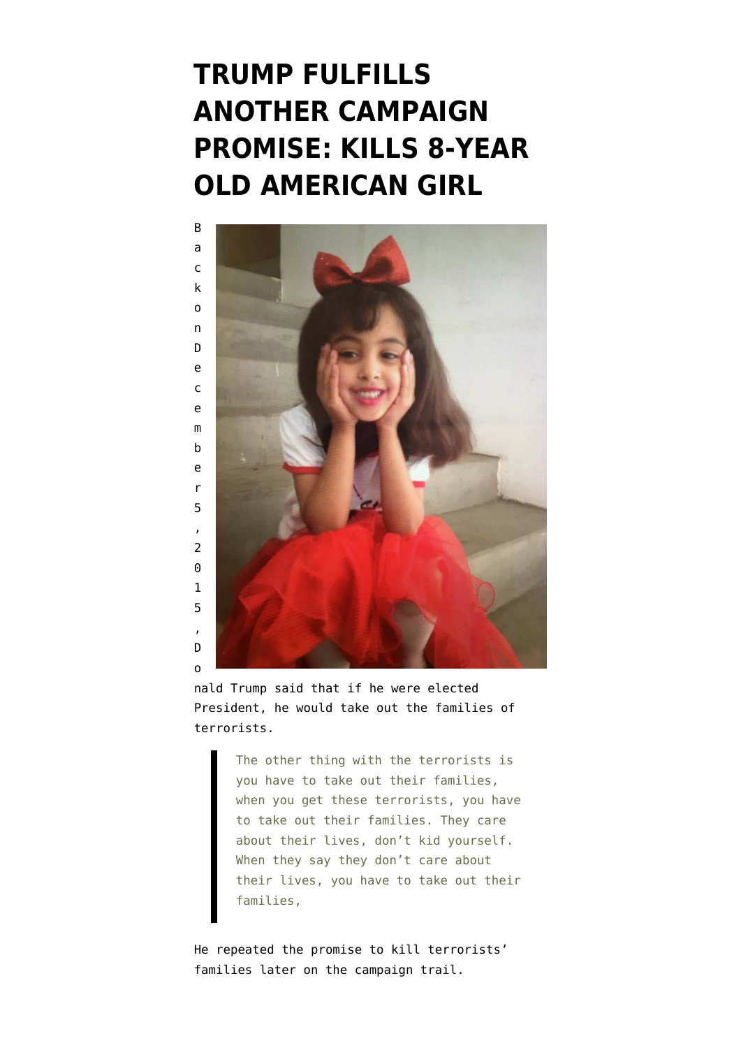# TRUMP FULFILLS ANOTHER CAMPAIGN PROMISE: KILLS 8-YEAR OLD AMERICAN GIRL

Back on December 5, 2015, Donald Trump said that if he were elected President, he would take out the families of terrorists.

> The other thing with the terrorists is you have to take out their families, when you get these terrorists, you have to take out their families. They care about their lives, don't kid yourself. When they say they don't care about their lives, you have to take out their families,

He repeated the promise to kill terrorists' families later on the campaign trail.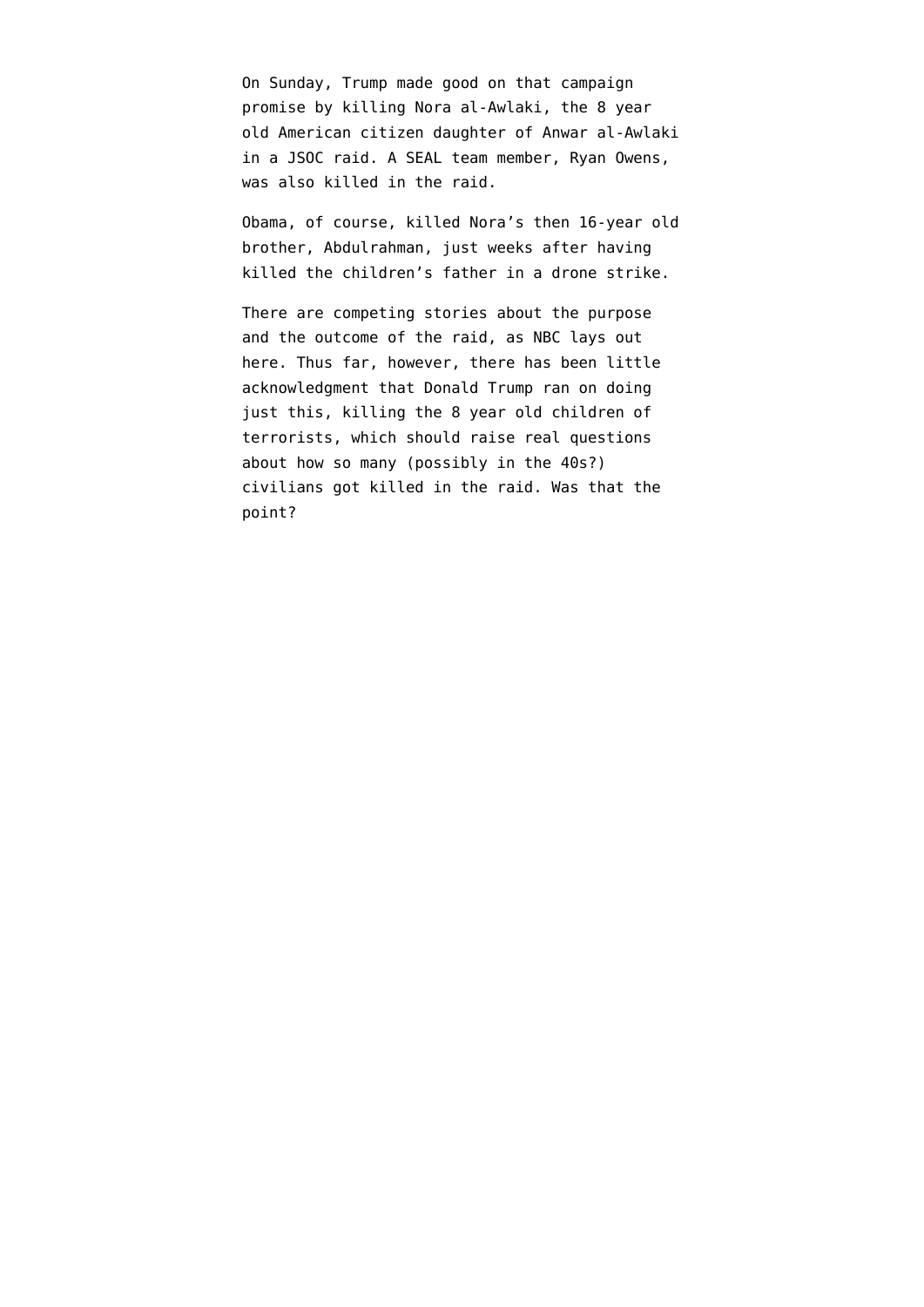On Sunday, Trump made good on that campaign promise by killing Nora al-Awlaki, the 8 year old American citizen daughter of Anwar al-Awlaki in a JSOC raid. A SEAL team member, Ryan Owens, was also killed in the raid.

Obama, of course, killed Nora's then 16-year old brother, Abdulrahman, just weeks after having killed the children's father in a drone strike.

There are competing stories about the purpose and the outcome of the raid, as NBC lays out here. Thus far, however, there has been little acknowledgment that Donald Trump ran on doing just this, killing the 8 year old children of terrorists, which should raise real questions about how so many (possibly in the 40s?) civilians got killed in the raid. Was that the point?